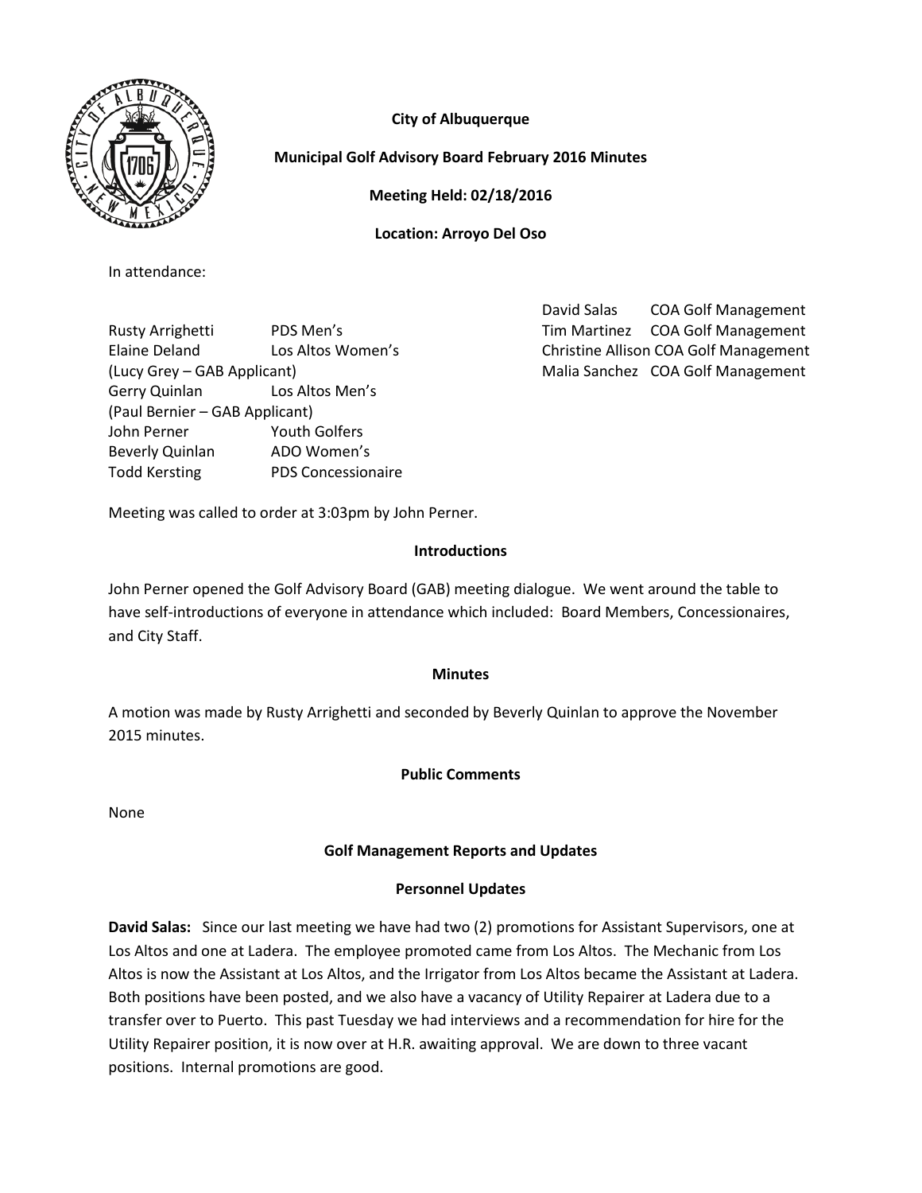**City of Albuquerque**

**Municipal Golf Advisory Board February 2016 Minutes**

**Meeting Held: 02/18/2016**

**Location: Arroyo Del Oso**

In attendance:

| | |
|---|---|
| Rusty Arrighetti | PDS Men's |
| Elaine Deland | Los Altos Women's |
| (Lucy Grey – GAB Applicant) | |
| Gerry Quinlan | Los Altos Men's |
| (Paul Bernier – GAB Applicant) | |
| John Perner | Youth Golfers |
| Beverly Quinlan | ADO Women's |
| Todd Kersting | PDS Concessionaire |

| | |
|---|---|
| David Salas | COA Golf Management |
| Tim Martinez | COA Golf Management |
| Christine Allison | COA Golf Management |
| Malia Sanchez | COA Golf Management |

Meeting was called to order at 3:03pm by John Perner.

**Introductions**

John Perner opened the Golf Advisory Board (GAB) meeting dialogue. We went around the table to have self-introductions of everyone in attendance which included: Board Members, Concessionaires, and City Staff.

**Minutes**

A motion was made by Rusty Arrighetti and seconded by Beverly Quinlan to approve the November 2015 minutes.

**Public Comments**

None

**Golf Management Reports and Updates**

**Personnel Updates**

**David Salas:** Since our last meeting we have had two (2) promotions for Assistant Supervisors, one at Los Altos and one at Ladera. The employee promoted came from Los Altos. The Mechanic from Los Altos is now the Assistant at Los Altos, and the Irrigator from Los Altos became the Assistant at Ladera. Both positions have been posted, and we also have a vacancy of Utility Repairer at Ladera due to a transfer over to Puerto. This past Tuesday we had interviews and a recommendation for hire for the Utility Repairer position, it is now over at H.R. awaiting approval. We are down to three vacant positions. Internal promotions are good.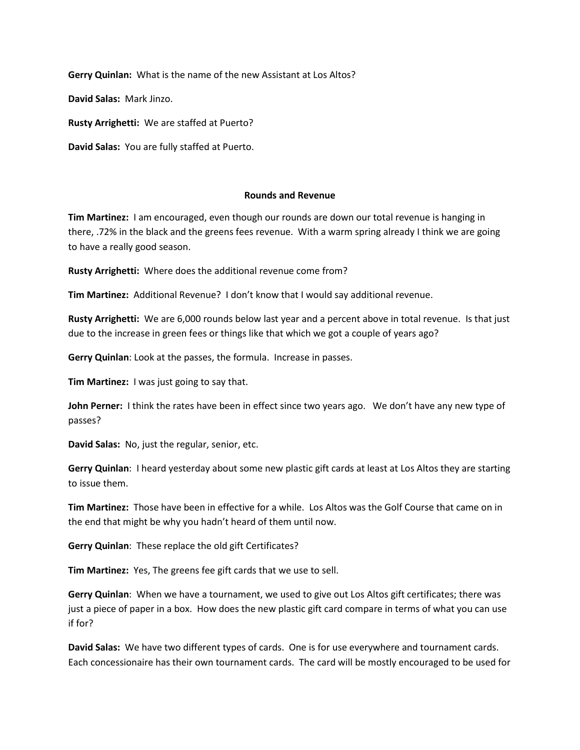**Gerry Quinlan:** What is the name of the new Assistant at Los Altos?

**David Salas:** Mark Jinzo.

**Rusty Arrighetti:** We are staffed at Puerto?

**David Salas:** You are fully staffed at Puerto.

### Rounds and Revenue

**Tim Martinez:** I am encouraged, even though our rounds are down our total revenue is hanging in there, .72% in the black and the greens fees revenue. With a warm spring already I think we are going to have a really good season.

**Rusty Arrighetti:** Where does the additional revenue come from?

**Tim Martinez:** Additional Revenue? I don't know that I would say additional revenue.

**Rusty Arrighetti:** We are 6,000 rounds below last year and a percent above in total revenue. Is that just due to the increase in green fees or things like that which we got a couple of years ago?

**Gerry Quinlan**: Look at the passes, the formula. Increase in passes.

**Tim Martinez:** I was just going to say that.

**John Perner:** I think the rates have been in effect since two years ago. We don't have any new type of passes?

**David Salas:** No, just the regular, senior, etc.

**Gerry Quinlan**: I heard yesterday about some new plastic gift cards at least at Los Altos they are starting to issue them.

**Tim Martinez:** Those have been in effective for a while. Los Altos was the Golf Course that came on in the end that might be why you hadn't heard of them until now.

**Gerry Quinlan**: These replace the old gift Certificates?

**Tim Martinez:** Yes, The greens fee gift cards that we use to sell.

**Gerry Quinlan**: When we have a tournament, we used to give out Los Altos gift certificates; there was just a piece of paper in a box. How does the new plastic gift card compare in terms of what you can use if for?

**David Salas:** We have two different types of cards. One is for use everywhere and tournament cards. Each concessionaire has their own tournament cards. The card will be mostly encouraged to be used for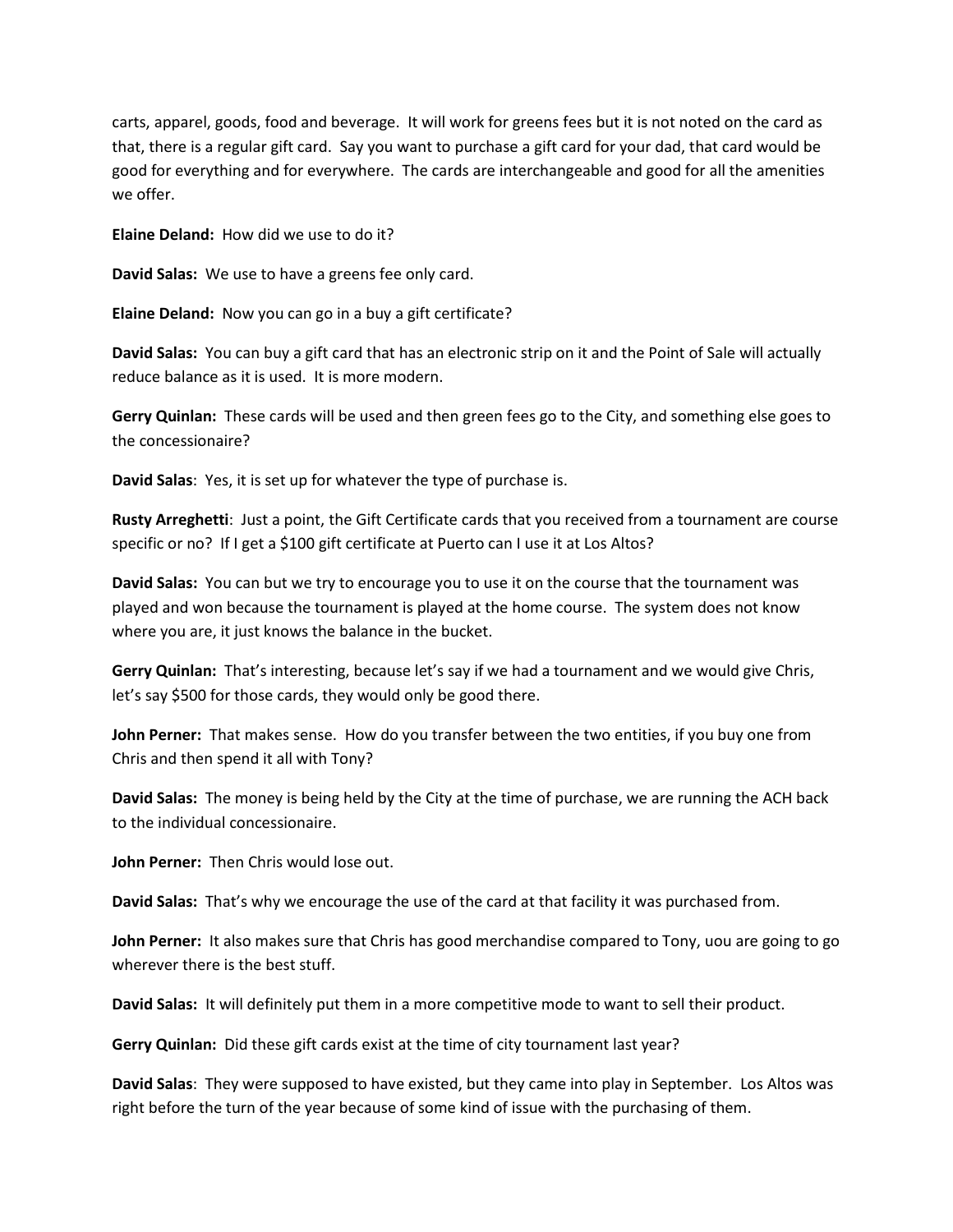carts, apparel, goods, food and beverage. It will work for greens fees but it is not noted on the card as that, there is a regular gift card. Say you want to purchase a gift card for your dad, that card would be good for everything and for everywhere. The cards are interchangeable and good for all the amenities we offer.

**Elaine Deland:** How did we use to do it?

**David Salas:** We use to have a greens fee only card.

**Elaine Deland:** Now you can go in a buy a gift certificate?

**David Salas:** You can buy a gift card that has an electronic strip on it and the Point of Sale will actually reduce balance as it is used. It is more modern.

**Gerry Quinlan:** These cards will be used and then green fees go to the City, and something else goes to the concessionaire?

**David Salas**: Yes, it is set up for whatever the type of purchase is.

**Rusty Arreghetti**: Just a point, the Gift Certificate cards that you received from a tournament are course specific or no? If I get a $100 gift certificate at Puerto can I use it at Los Altos?

**David Salas:** You can but we try to encourage you to use it on the course that the tournament was played and won because the tournament is played at the home course. The system does not know where you are, it just knows the balance in the bucket.

**Gerry Quinlan:** That's interesting, because let's say if we had a tournament and we would give Chris, let's say $500 for those cards, they would only be good there.

**John Perner:** That makes sense. How do you transfer between the two entities, if you buy one from Chris and then spend it all with Tony?

**David Salas:** The money is being held by the City at the time of purchase, we are running the ACH back to the individual concessionaire.

**John Perner:** Then Chris would lose out.

**David Salas:** That's why we encourage the use of the card at that facility it was purchased from.

**John Perner:** It also makes sure that Chris has good merchandise compared to Tony, uou are going to go wherever there is the best stuff.

**David Salas:** It will definitely put them in a more competitive mode to want to sell their product.

**Gerry Quinlan:** Did these gift cards exist at the time of city tournament last year?

**David Salas**: They were supposed to have existed, but they came into play in September. Los Altos was right before the turn of the year because of some kind of issue with the purchasing of them.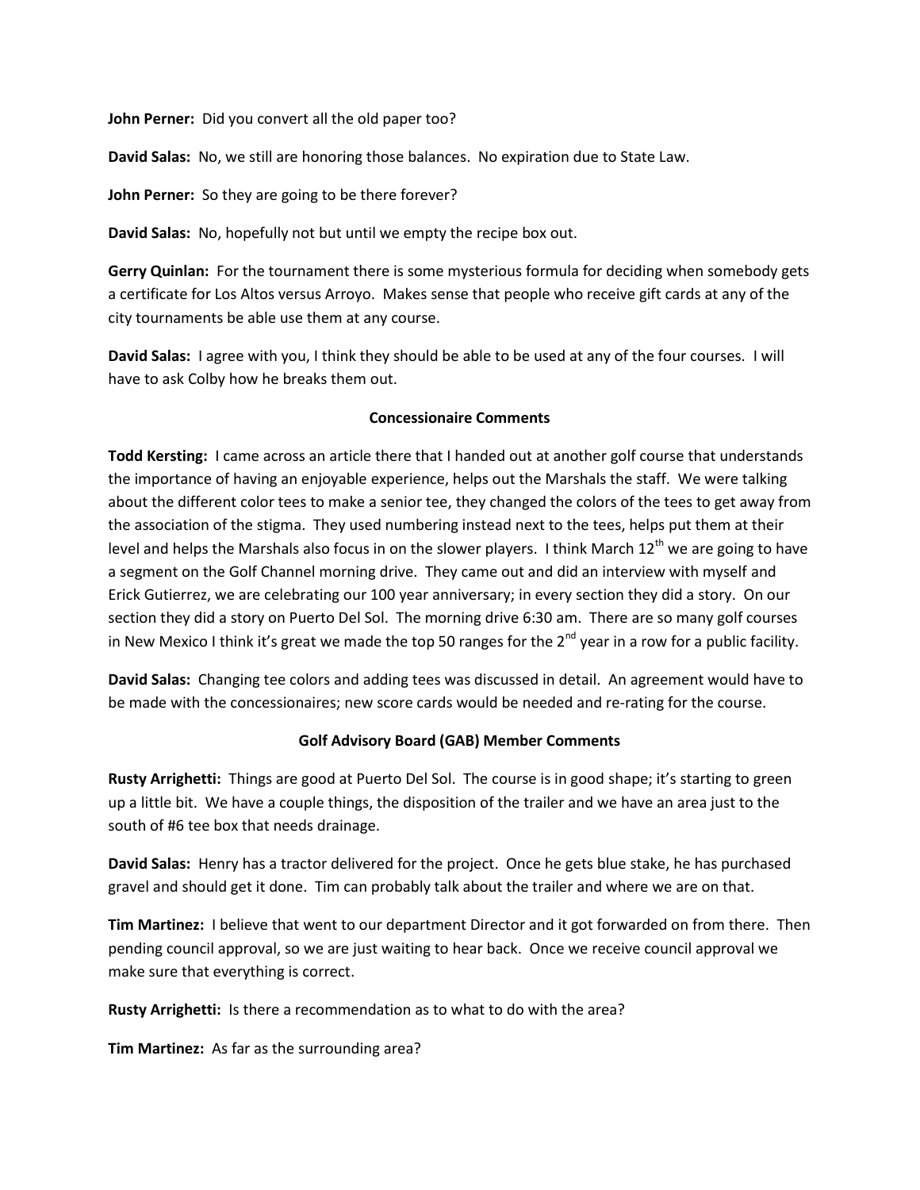**John Perner:** Did you convert all the old paper too?

**David Salas:** No, we still are honoring those balances. No expiration due to State Law.

**John Perner:** So they are going to be there forever?

**David Salas:** No, hopefully not but until we empty the recipe box out.

**Gerry Quinlan:** For the tournament there is some mysterious formula for deciding when somebody gets a certificate for Los Altos versus Arroyo. Makes sense that people who receive gift cards at any of the city tournaments be able use them at any course.

**David Salas:** I agree with you, I think they should be able to be used at any of the four courses. I will have to ask Colby how he breaks them out.

### Concessionaire Comments

**Todd Kersting:** I came across an article there that I handed out at another golf course that understands the importance of having an enjoyable experience, helps out the Marshals the staff. We were talking about the different color tees to make a senior tee, they changed the colors of the tees to get away from the association of the stigma. They used numbering instead next to the tees, helps put them at their level and helps the Marshals also focus in on the slower players. I think March 12th we are going to have a segment on the Golf Channel morning drive. They came out and did an interview with myself and Erick Gutierrez, we are celebrating our 100 year anniversary; in every section they did a story. On our section they did a story on Puerto Del Sol. The morning drive 6:30 am. There are so many golf courses in New Mexico I think it's great we made the top 50 ranges for the 2nd year in a row for a public facility.

**David Salas:** Changing tee colors and adding tees was discussed in detail. An agreement would have to be made with the concessionaires; new score cards would be needed and re-rating for the course.

### Golf Advisory Board (GAB) Member Comments

**Rusty Arrighetti:** Things are good at Puerto Del Sol. The course is in good shape; it's starting to green up a little bit. We have a couple things, the disposition of the trailer and we have an area just to the south of #6 tee box that needs drainage.

**David Salas:** Henry has a tractor delivered for the project. Once he gets blue stake, he has purchased gravel and should get it done. Tim can probably talk about the trailer and where we are on that.

**Tim Martinez:** I believe that went to our department Director and it got forwarded on from there. Then pending council approval, so we are just waiting to hear back. Once we receive council approval we make sure that everything is correct.

**Rusty Arrighetti:** Is there a recommendation as to what to do with the area?

**Tim Martinez:** As far as the surrounding area?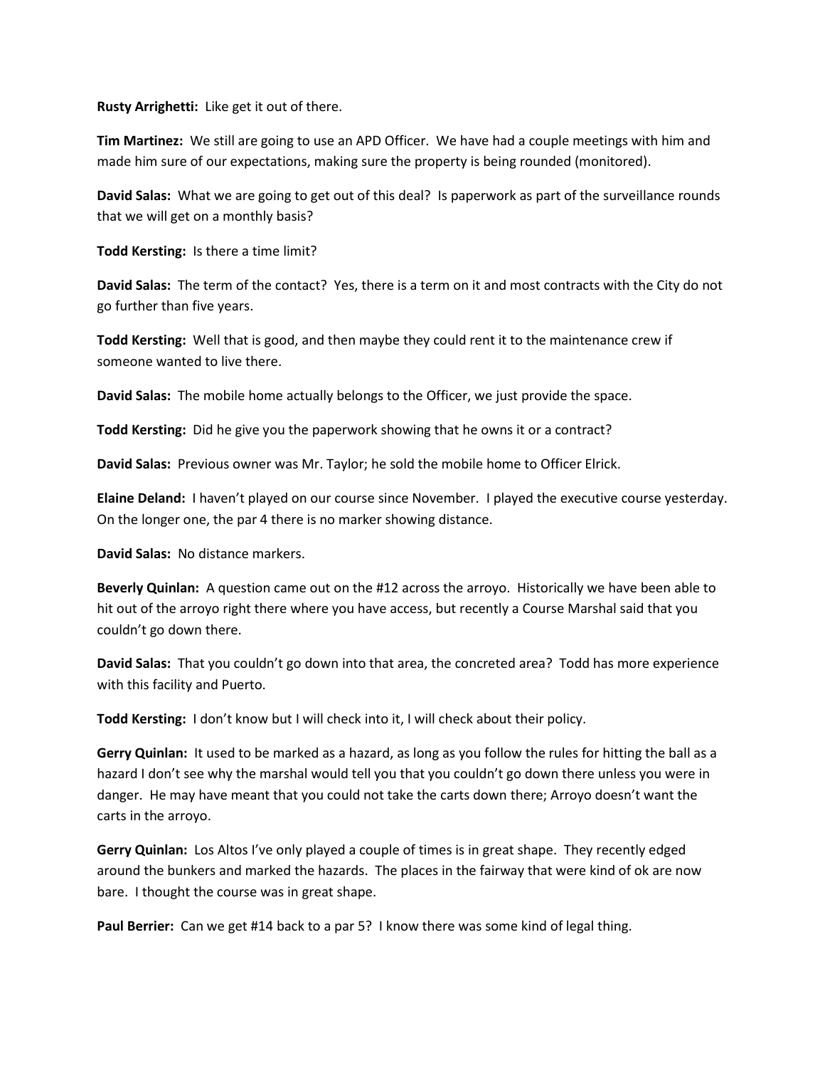**Rusty Arrighetti:** Like get it out of there.

**Tim Martinez:** We still are going to use an APD Officer. We have had a couple meetings with him and made him sure of our expectations, making sure the property is being rounded (monitored).

**David Salas:** What we are going to get out of this deal? Is paperwork as part of the surveillance rounds that we will get on a monthly basis?

**Todd Kersting:** Is there a time limit?

**David Salas:** The term of the contact? Yes, there is a term on it and most contracts with the City do not go further than five years.

**Todd Kersting:** Well that is good, and then maybe they could rent it to the maintenance crew if someone wanted to live there.

**David Salas:** The mobile home actually belongs to the Officer, we just provide the space.

**Todd Kersting:** Did he give you the paperwork showing that he owns it or a contract?

**David Salas:** Previous owner was Mr. Taylor; he sold the mobile home to Officer Elrick.

**Elaine Deland:** I haven't played on our course since November. I played the executive course yesterday. On the longer one, the par 4 there is no marker showing distance.

**David Salas:** No distance markers.

**Beverly Quinlan:** A question came out on the #12 across the arroyo. Historically we have been able to hit out of the arroyo right there where you have access, but recently a Course Marshal said that you couldn't go down there.

**David Salas:** That you couldn't go down into that area, the concreted area? Todd has more experience with this facility and Puerto.

**Todd Kersting:** I don't know but I will check into it, I will check about their policy.

**Gerry Quinlan:** It used to be marked as a hazard, as long as you follow the rules for hitting the ball as a hazard I don't see why the marshal would tell you that you couldn't go down there unless you were in danger. He may have meant that you could not take the carts down there; Arroyo doesn't want the carts in the arroyo.

**Gerry Quinlan:** Los Altos I've only played a couple of times is in great shape. They recently edged around the bunkers and marked the hazards. The places in the fairway that were kind of ok are now bare. I thought the course was in great shape.

**Paul Berrier:** Can we get #14 back to a par 5? I know there was some kind of legal thing.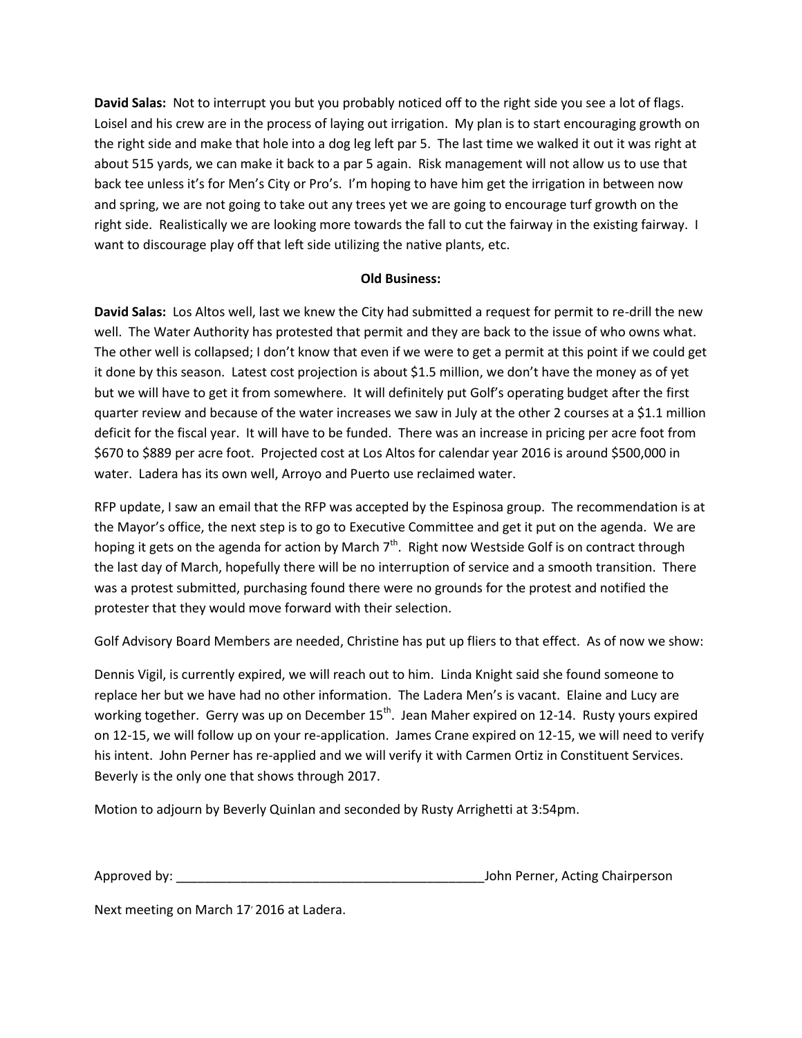**David Salas:** Not to interrupt you but you probably noticed off to the right side you see a lot of flags. Loisel and his crew are in the process of laying out irrigation. My plan is to start encouraging growth on the right side and make that hole into a dog leg left par 5. The last time we walked it out it was right at about 515 yards, we can make it back to a par 5 again. Risk management will not allow us to use that back tee unless it's for Men's City or Pro's. I'm hoping to have him get the irrigation in between now and spring, we are not going to take out any trees yet we are going to encourage turf growth on the right side. Realistically we are looking more towards the fall to cut the fairway in the existing fairway. I want to discourage play off that left side utilizing the native plants, etc.

**Old Business:**

**David Salas:** Los Altos well, last we knew the City had submitted a request for permit to re-drill the new well. The Water Authority has protested that permit and they are back to the issue of who owns what. The other well is collapsed; I don't know that even if we were to get a permit at this point if we could get it done by this season. Latest cost projection is about $1.5 million, we don't have the money as of yet but we will have to get it from somewhere. It will definitely put Golf's operating budget after the first quarter review and because of the water increases we saw in July at the other 2 courses at a $1.1 million deficit for the fiscal year. It will have to be funded. There was an increase in pricing per acre foot from $670 to $889 per acre foot. Projected cost at Los Altos for calendar year 2016 is around $500,000 in water. Ladera has its own well, Arroyo and Puerto use reclaimed water.

RFP update, I saw an email that the RFP was accepted by the Espinosa group. The recommendation is at the Mayor's office, the next step is to go to Executive Committee and get it put on the agenda. We are hoping it gets on the agenda for action by March 7th. Right now Westside Golf is on contract through the last day of March, hopefully there will be no interruption of service and a smooth transition. There was a protest submitted, purchasing found there were no grounds for the protest and notified the protester that they would move forward with their selection.

Golf Advisory Board Members are needed, Christine has put up fliers to that effect. As of now we show:

Dennis Vigil, is currently expired, we will reach out to him. Linda Knight said she found someone to replace her but we have had no other information. The Ladera Men's is vacant. Elaine and Lucy are working together. Gerry was up on December 15th. Jean Maher expired on 12-14. Rusty yours expired on 12-15, we will follow up on your re-application. James Crane expired on 12-15, we will need to verify his intent. John Perner has re-applied and we will verify it with Carmen Ortiz in Constituent Services. Beverly is the only one that shows through 2017.

Motion to adjourn by Beverly Quinlan and seconded by Rusty Arrighetti at 3:54pm.

Approved by: ____________________________________________John Perner, Acting Chairperson

Next meeting on March 17, 2016 at Ladera.